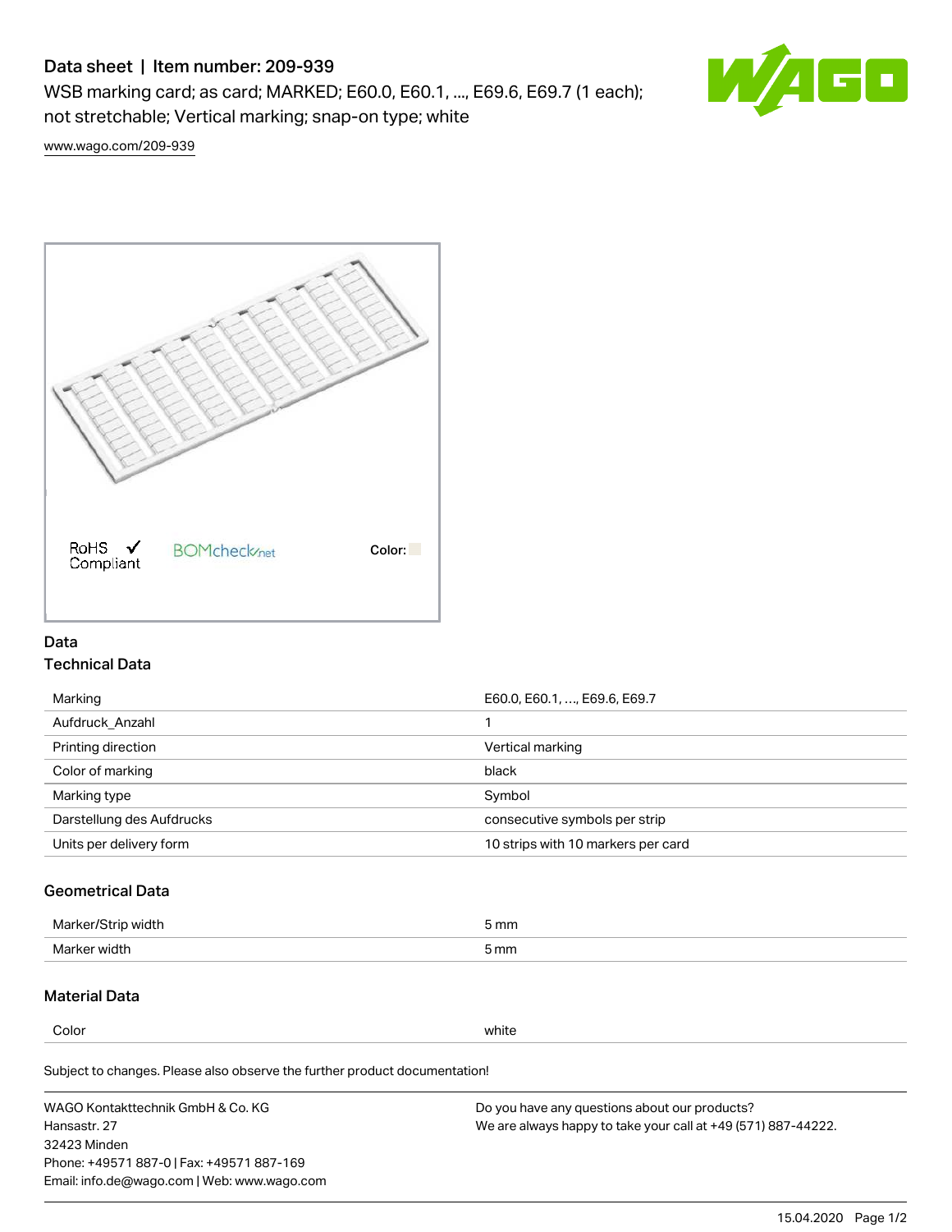# Data sheet | Item number: 209-939

WSB marking card; as card; MARKED; E60.0, E60.1, ..., E69.6, E69.7 (1 each); not stretchable; Vertical marking; snap-on type; white

www.wago.com/209-939

RoHS Compliant

BOMcheck.net

Color:

## Data

### Technical Data

| | |
|---|---|
| Marking | E60.0, E60.1, ..., E69.6, E69.7 |
| Aufdruck_Anzahl | 1 |
| Printing direction | Vertical marking |
| Color of marking | black |
| Marking type | Symbol |
| Darstellung des Aufdrucks | consecutive symbols per strip |
| Units per delivery form | 10 strips with 10 markers per card |

### Geometrical Data

| | |
|---|---|
| Marker/Strip width | 5 mm |
| Marker width | 5 mm |

### Material Data

| | |
|---|---|
| Color | white |

Subject to changes. Please also observe the further product documentation!

WAGO Kontakttechnik GmbH & Co. KG
Hansastr. 27
32423 Minden
Phone: +49571 887-0 | Fax: +49571 887-169
Email: info.de@wago.com | Web: www.wago.com

Do you have any questions about our products?
We are always happy to take your call at +49 (571) 887-44222.

15.04.2020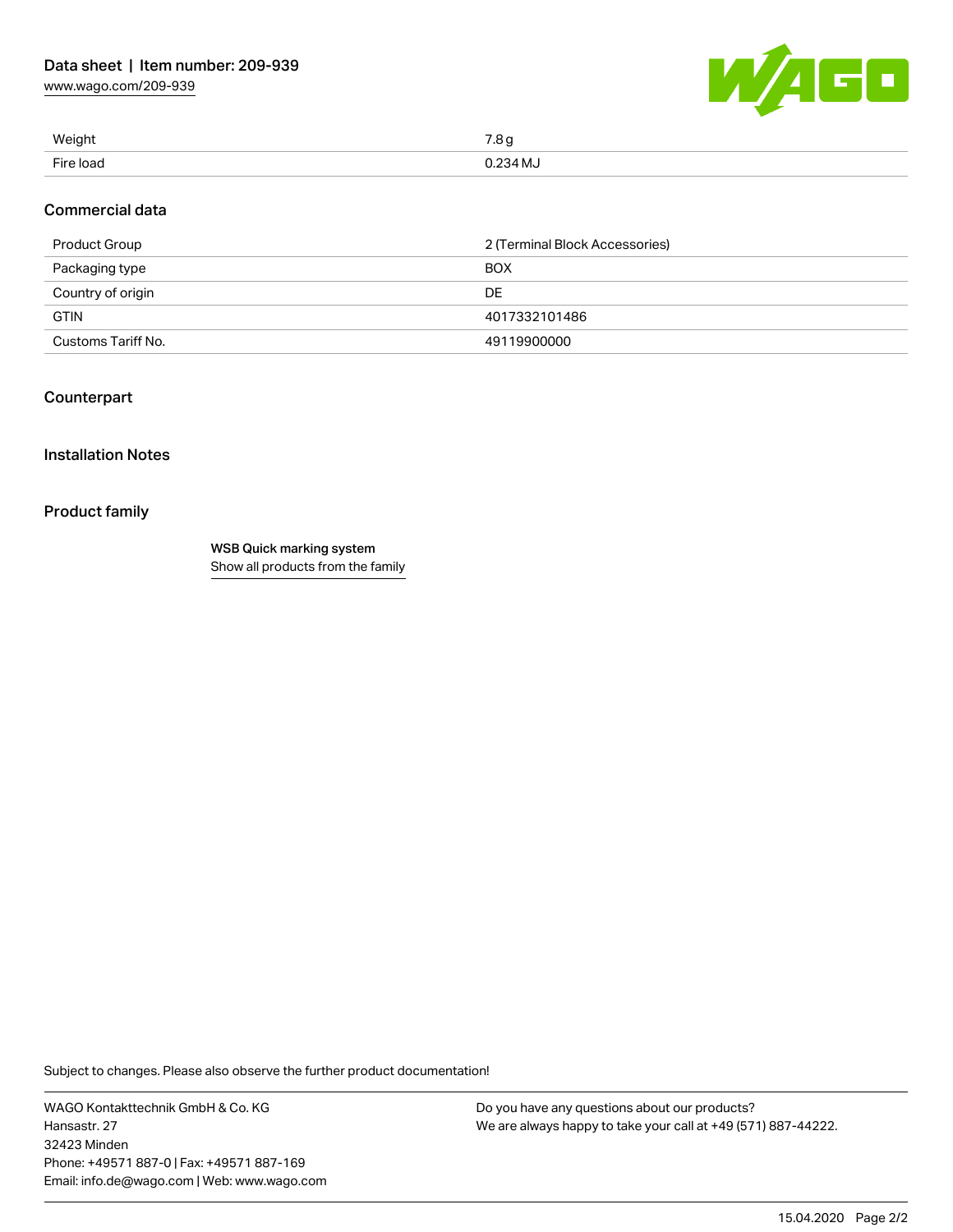| | |
|---|---|
| Weight | 7.8 g |
| Fire load | 0.234 MJ |

## Commercial data

| | |
|---|---|
| Product Group | 2 (Terminal Block Accessories) |
| Packaging type | BOX |
| Country of origin | DE |
| GTIN | 4017332101486 |
| Customs Tariff No. | 49119900000 |

## Counterpart

## Installation Notes

## Product family

WSB Quick marking system
Show all products from the family

Subject to changes. Please also observe the further product documentation!

WAGO Kontakttechnik GmbH & Co. KG
Hansastr. 27
32423 Minden
Phone: +49571 887-0 | Fax: +49571 887-169
Email: info.de@wago.com | Web: www.wago.com

Do you have any questions about our products?
We are always happy to take your call at +49 (571) 887-44222.